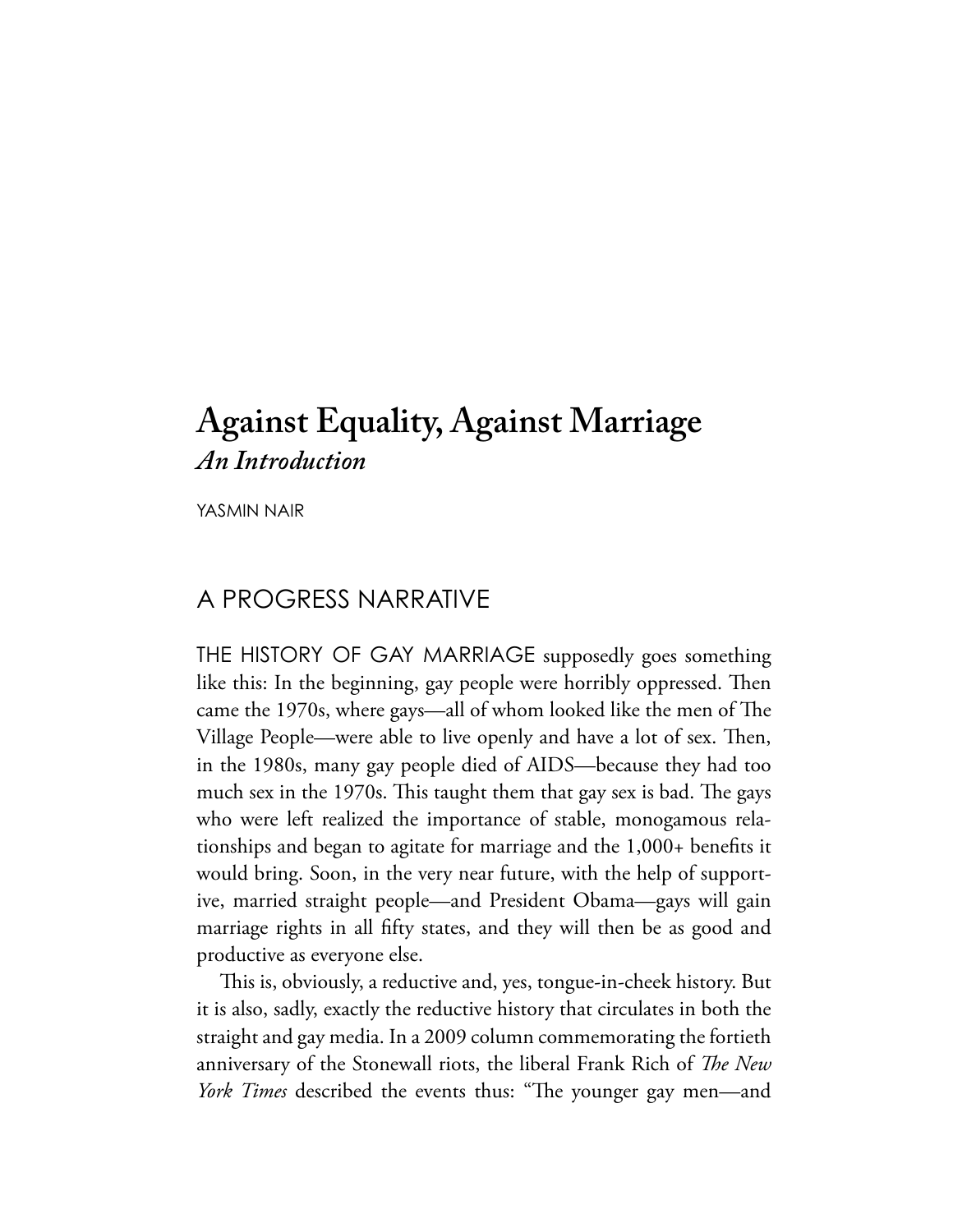# Against Equality, Against Marriage

***An Introduction***

YASMIN NAIR

## A PROGRESS NARRATIVE

THE HISTORY OF GAY MARRIAGE supposedly goes something like this: In the beginning, gay people were horribly oppressed. Then came the 1970s, where gays—all of whom looked like the men of The Village People—were able to live openly and have a lot of sex. Then, in the 1980s, many gay people died of AIDS—because they had too much sex in the 1970s. This taught them that gay sex is bad. The gays who were left realized the importance of stable, monogamous relationships and began to agitate for marriage and the 1,000+ benefits it would bring. Soon, in the very near future, with the help of supportive, married straight people—and President Obama—gays will gain marriage rights in all fifty states, and they will then be as good and productive as everyone else.

This is, obviously, a reductive and, yes, tongue-in-cheek history. But it is also, sadly, exactly the reductive history that circulates in both the straight and gay media. In a 2009 column commemorating the fortieth anniversary of the Stonewall riots, the liberal Frank Rich of *The New York Times* described the events thus: "The younger gay men—and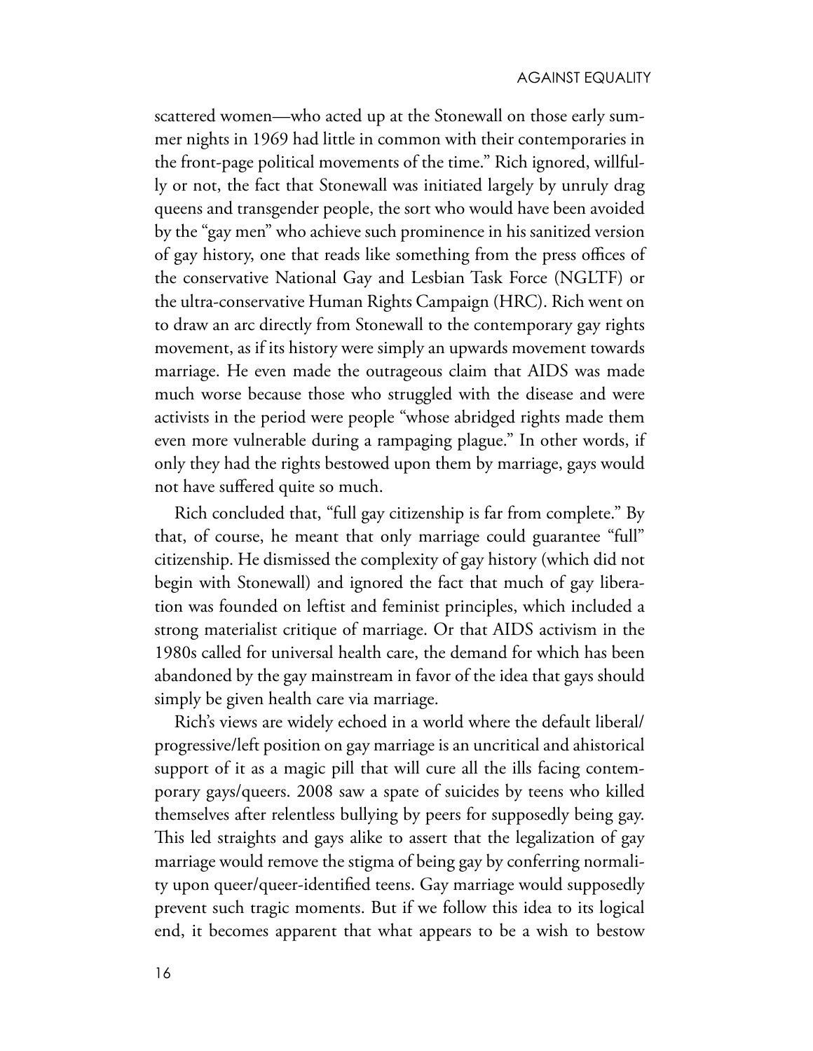scattered women—who acted up at the Stonewall on those early summer nights in 1969 had little in common with their contemporaries in the front-page political movements of the time." Rich ignored, willfully or not, the fact that Stonewall was initiated largely by unruly drag queens and transgender people, the sort who would have been avoided by the "gay men" who achieve such prominence in his sanitized version of gay history, one that reads like something from the press offices of the conservative National Gay and Lesbian Task Force (NGLTF) or the ultra-conservative Human Rights Campaign (HRC). Rich went on to draw an arc directly from Stonewall to the contemporary gay rights movement, as if its history were simply an upwards movement towards marriage. He even made the outrageous claim that AIDS was made much worse because those who struggled with the disease and were activists in the period were people "whose abridged rights made them even more vulnerable during a rampaging plague." In other words, if only they had the rights bestowed upon them by marriage, gays would not have suffered quite so much.

Rich concluded that, "full gay citizenship is far from complete." By that, of course, he meant that only marriage could guarantee "full" citizenship. He dismissed the complexity of gay history (which did not begin with Stonewall) and ignored the fact that much of gay liberation was founded on leftist and feminist principles, which included a strong materialist critique of marriage. Or that AIDS activism in the 1980s called for universal health care, the demand for which has been abandoned by the gay mainstream in favor of the idea that gays should simply be given health care via marriage.

Rich's views are widely echoed in a world where the default liberal/progressive/left position on gay marriage is an uncritical and ahistorical support of it as a magic pill that will cure all the ills facing contemporary gays/queers. 2008 saw a spate of suicides by teens who killed themselves after relentless bullying by peers for supposedly being gay. This led straights and gays alike to assert that the legalization of gay marriage would remove the stigma of being gay by conferring normality upon queer/queer-identified teens. Gay marriage would supposedly prevent such tragic moments. But if we follow this idea to its logical end, it becomes apparent that what appears to be a wish to bestow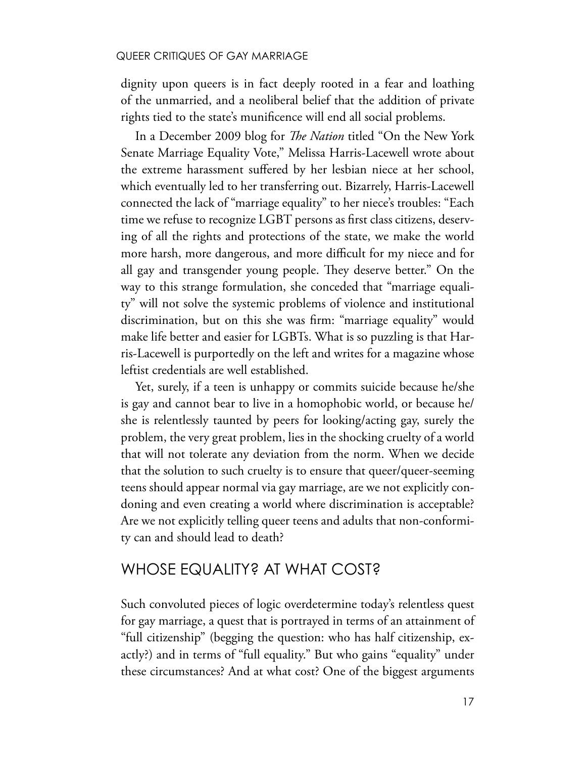dignity upon queers is in fact deeply rooted in a fear and loathing of the unmarried, and a neoliberal belief that the addition of private rights tied to the state's munificence will end all social problems.

In a December 2009 blog for *The Nation* titled "On the New York Senate Marriage Equality Vote," Melissa Harris-Lacewell wrote about the extreme harassment suffered by her lesbian niece at her school, which eventually led to her transferring out. Bizarrely, Harris-Lacewell connected the lack of "marriage equality" to her niece's troubles: "Each time we refuse to recognize LGBT persons as first class citizens, deserving of all the rights and protections of the state, we make the world more harsh, more dangerous, and more difficult for my niece and for all gay and transgender young people. They deserve better." On the way to this strange formulation, she conceded that "marriage equality" will not solve the systemic problems of violence and institutional discrimination, but on this she was firm: "marriage equality" would make life better and easier for LGBTs. What is so puzzling is that Harris-Lacewell is purportedly on the left and writes for a magazine whose leftist credentials are well established.

Yet, surely, if a teen is unhappy or commits suicide because he/she is gay and cannot bear to live in a homophobic world, or because he/she is relentlessly taunted by peers for looking/acting gay, surely the problem, the very great problem, lies in the shocking cruelty of a world that will not tolerate any deviation from the norm. When we decide that the solution to such cruelty is to ensure that queer/queer-seeming teens should appear normal via gay marriage, are we not explicitly condoning and even creating a world where discrimination is acceptable? Are we not explicitly telling queer teens and adults that non-conformity can and should lead to death?

## WHOSE EQUALITY? AT WHAT COST?

Such convoluted pieces of logic overdetermine today's relentless quest for gay marriage, a quest that is portrayed in terms of an attainment of "full citizenship" (begging the question: who has half citizenship, exactly?) and in terms of "full equality." But who gains "equality" under these circumstances? And at what cost? One of the biggest arguments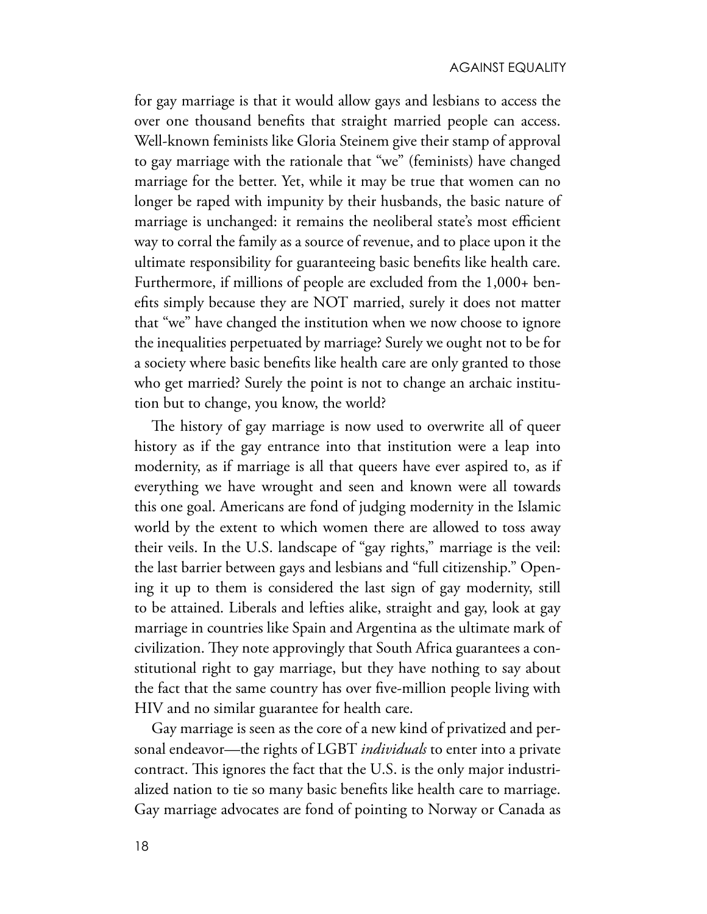for gay marriage is that it would allow gays and lesbians to access the over one thousand benefits that straight married people can access. Well-known feminists like Gloria Steinem give their stamp of approval to gay marriage with the rationale that "we" (feminists) have changed marriage for the better. Yet, while it may be true that women can no longer be raped with impunity by their husbands, the basic nature of marriage is unchanged: it remains the neoliberal state's most efficient way to corral the family as a source of revenue, and to place upon it the ultimate responsibility for guaranteeing basic benefits like health care. Furthermore, if millions of people are excluded from the 1,000+ benefits simply because they are NOT married, surely it does not matter that "we" have changed the institution when we now choose to ignore the inequalities perpetuated by marriage? Surely we ought not to be for a society where basic benefits like health care are only granted to those who get married? Surely the point is not to change an archaic institution but to change, you know, the world?

The history of gay marriage is now used to overwrite all of queer history as if the gay entrance into that institution were a leap into modernity, as if marriage is all that queers have ever aspired to, as if everything we have wrought and seen and known were all towards this one goal. Americans are fond of judging modernity in the Islamic world by the extent to which women there are allowed to toss away their veils. In the U.S. landscape of "gay rights," marriage is the veil: the last barrier between gays and lesbians and "full citizenship." Opening it up to them is considered the last sign of gay modernity, still to be attained. Liberals and lefties alike, straight and gay, look at gay marriage in countries like Spain and Argentina as the ultimate mark of civilization. They note approvingly that South Africa guarantees a constitutional right to gay marriage, but they have nothing to say about the fact that the same country has over five-million people living with HIV and no similar guarantee for health care.

Gay marriage is seen as the core of a new kind of privatized and personal endeavor—the rights of LGBT *individuals* to enter into a private contract. This ignores the fact that the U.S. is the only major industrialized nation to tie so many basic benefits like health care to marriage. Gay marriage advocates are fond of pointing to Norway or Canada as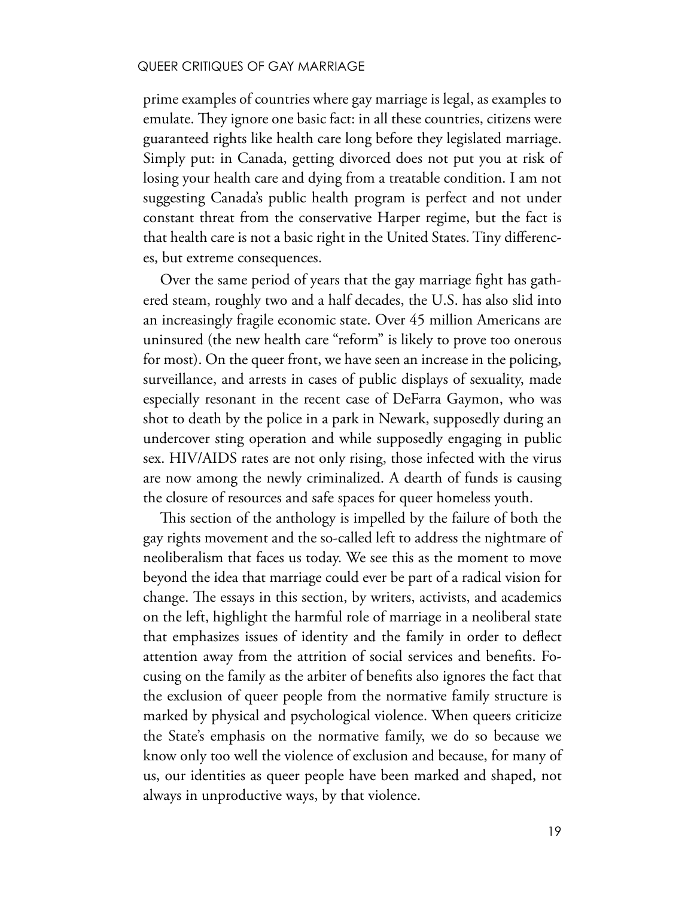prime examples of countries where gay marriage is legal, as examples to emulate. They ignore one basic fact: in all these countries, citizens were guaranteed rights like health care long before they legislated marriage. Simply put: in Canada, getting divorced does not put you at risk of losing your health care and dying from a treatable condition. I am not suggesting Canada's public health program is perfect and not under constant threat from the conservative Harper regime, but the fact is that health care is not a basic right in the United States. Tiny differences, but extreme consequences.

Over the same period of years that the gay marriage fight has gathered steam, roughly two and a half decades, the U.S. has also slid into an increasingly fragile economic state. Over 45 million Americans are uninsured (the new health care "reform" is likely to prove too onerous for most). On the queer front, we have seen an increase in the policing, surveillance, and arrests in cases of public displays of sexuality, made especially resonant in the recent case of DeFarra Gaymon, who was shot to death by the police in a park in Newark, supposedly during an undercover sting operation and while supposedly engaging in public sex. HIV/AIDS rates are not only rising, those infected with the virus are now among the newly criminalized. A dearth of funds is causing the closure of resources and safe spaces for queer homeless youth.

This section of the anthology is impelled by the failure of both the gay rights movement and the so-called left to address the nightmare of neoliberalism that faces us today. We see this as the moment to move beyond the idea that marriage could ever be part of a radical vision for change. The essays in this section, by writers, activists, and academics on the left, highlight the harmful role of marriage in a neoliberal state that emphasizes issues of identity and the family in order to deflect attention away from the attrition of social services and benefits. Focusing on the family as the arbiter of benefits also ignores the fact that the exclusion of queer people from the normative family structure is marked by physical and psychological violence. When queers criticize the State's emphasis on the normative family, we do so because we know only too well the violence of exclusion and because, for many of us, our identities as queer people have been marked and shaped, not always in unproductive ways, by that violence.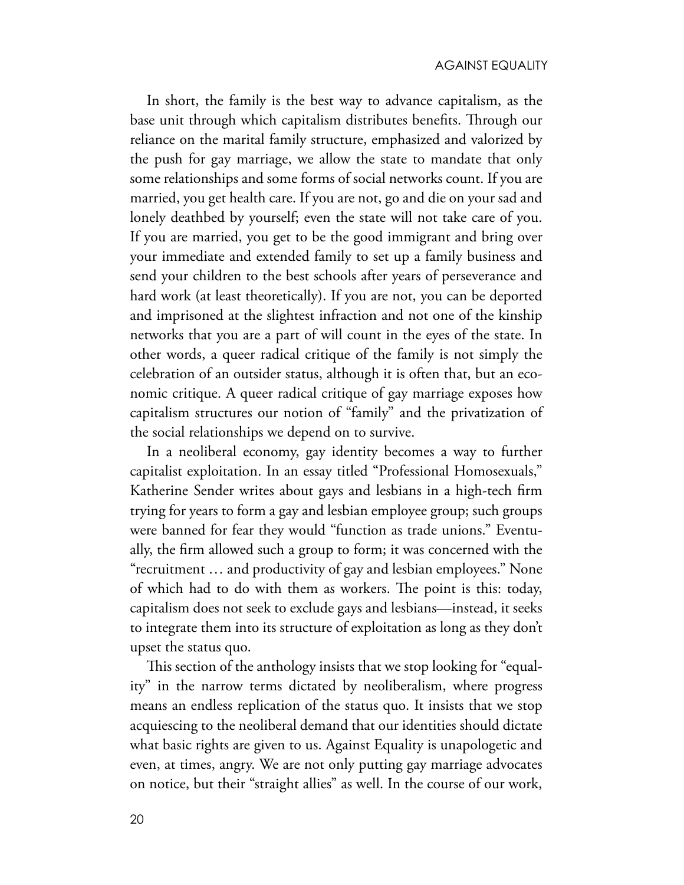In short, the family is the best way to advance capitalism, as the base unit through which capitalism distributes benefits. Through our reliance on the marital family structure, emphasized and valorized by the push for gay marriage, we allow the state to mandate that only some relationships and some forms of social networks count. If you are married, you get health care. If you are not, go and die on your sad and lonely deathbed by yourself; even the state will not take care of you. If you are married, you get to be the good immigrant and bring over your immediate and extended family to set up a family business and send your children to the best schools after years of perseverance and hard work (at least theoretically). If you are not, you can be deported and imprisoned at the slightest infraction and not one of the kinship networks that you are a part of will count in the eyes of the state. In other words, a queer radical critique of the family is not simply the celebration of an outsider status, although it is often that, but an economic critique. A queer radical critique of gay marriage exposes how capitalism structures our notion of "family" and the privatization of the social relationships we depend on to survive.

In a neoliberal economy, gay identity becomes a way to further capitalist exploitation. In an essay titled "Professional Homosexuals," Katherine Sender writes about gays and lesbians in a high-tech firm trying for years to form a gay and lesbian employee group; such groups were banned for fear they would "function as trade unions." Eventually, the firm allowed such a group to form; it was concerned with the "recruitment … and productivity of gay and lesbian employees." None of which had to do with them as workers. The point is this: today, capitalism does not seek to exclude gays and lesbians—instead, it seeks to integrate them into its structure of exploitation as long as they don't upset the status quo.

This section of the anthology insists that we stop looking for "equality" in the narrow terms dictated by neoliberalism, where progress means an endless replication of the status quo. It insists that we stop acquiescing to the neoliberal demand that our identities should dictate what basic rights are given to us. Against Equality is unapologetic and even, at times, angry. We are not only putting gay marriage advocates on notice, but their "straight allies" as well. In the course of our work,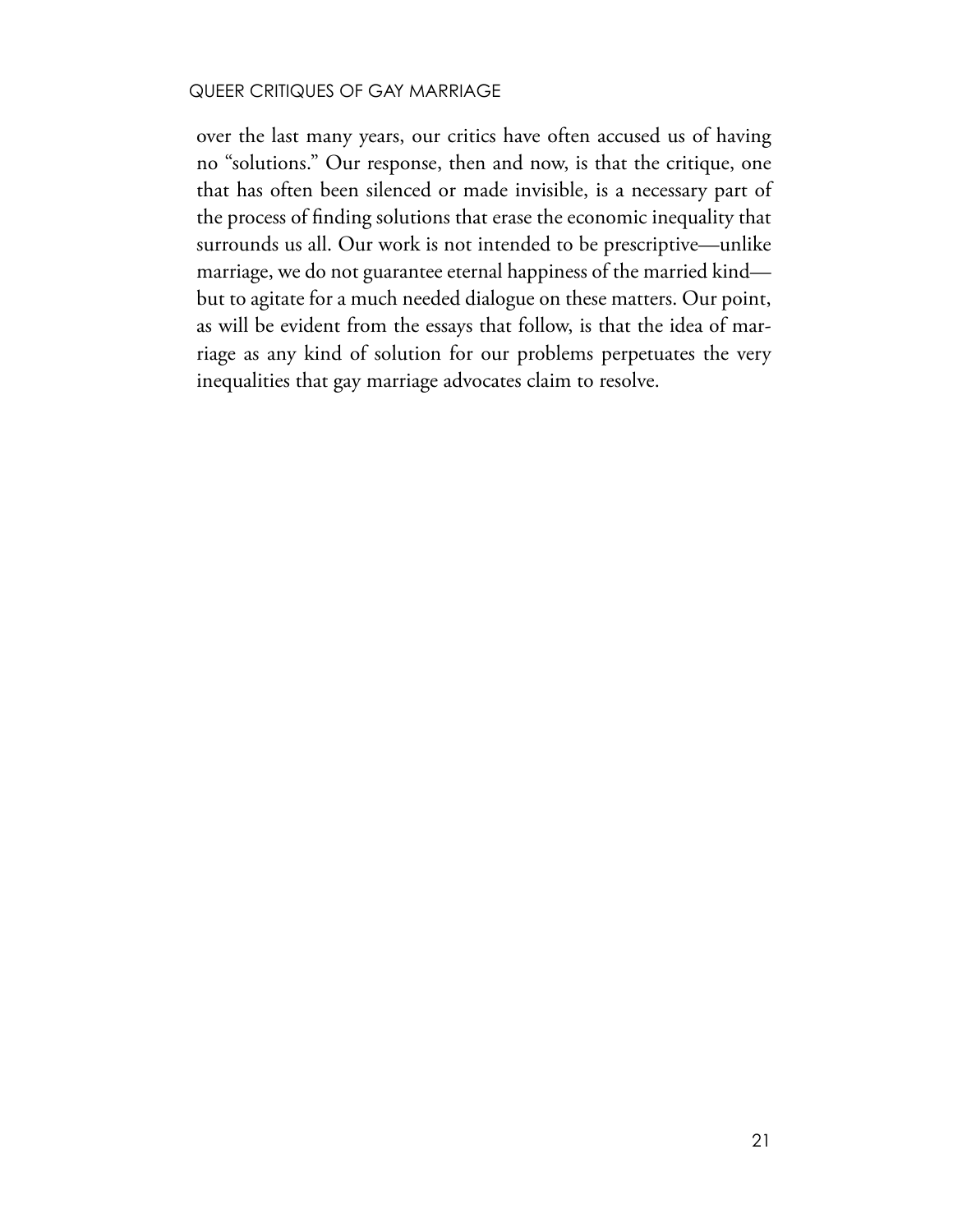over the last many years, our critics have often accused us of having no "solutions." Our response, then and now, is that the critique, one that has often been silenced or made invisible, is a necessary part of the process of finding solutions that erase the economic inequality that surrounds us all. Our work is not intended to be prescriptive—unlike marriage, we do not guarantee eternal happiness of the married kind—but to agitate for a much needed dialogue on these matters. Our point, as will be evident from the essays that follow, is that the idea of marriage as any kind of solution for our problems perpetuates the very inequalities that gay marriage advocates claim to resolve.